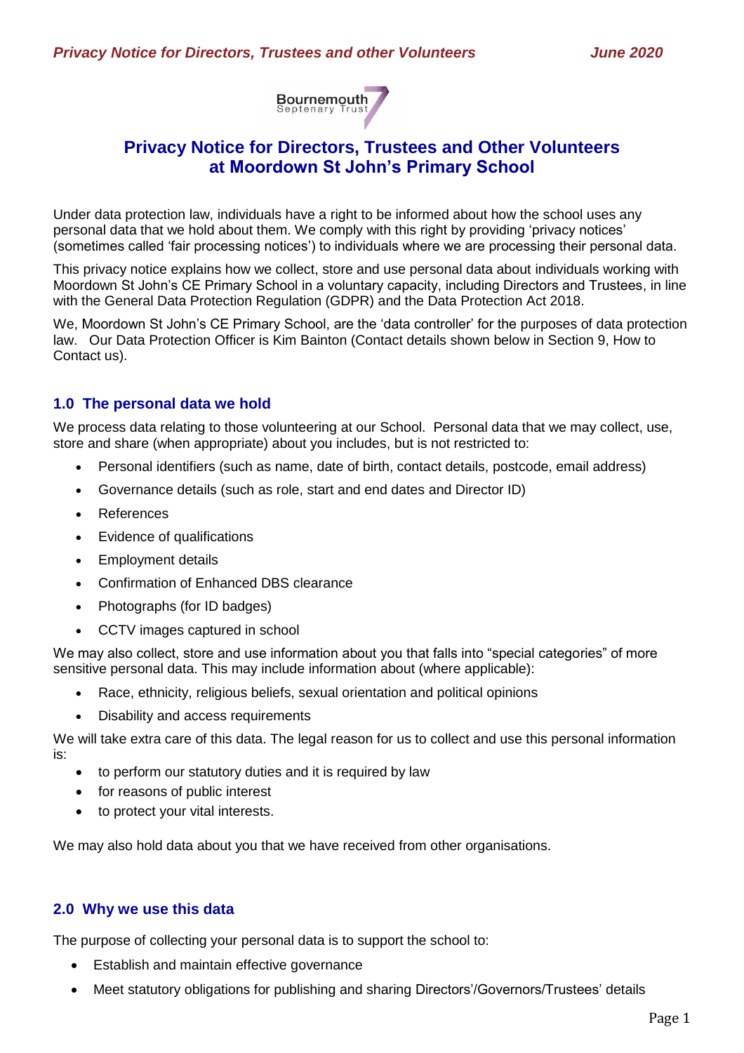# Privacy Notice for Directors, Trustees and Other Volunteers at Moordown St John's Primary School

Under data protection law, individuals have a right to be informed about how the school uses any personal data that we hold about them. We comply with this right by providing 'privacy notices' (sometimes called 'fair processing notices') to individuals where we are processing their personal data.

This privacy notice explains how we collect, store and use personal data about individuals working with Moordown St John's CE Primary School in a voluntary capacity, including Directors and Trustees, in line with the General Data Protection Regulation (GDPR) and the Data Protection Act 2018.

We, Moordown St John's CE Primary School, are the 'data controller' for the purposes of data protection law. Our Data Protection Officer is Kim Bainton (Contact details shown below in Section 9, How to Contact us).

## 1.0 The personal data we hold

We process data relating to those volunteering at our School. Personal data that we may collect, use, store and share (when appropriate) about you includes, but is not restricted to:

- Personal identifiers (such as name, date of birth, contact details, postcode, email address)
- Governance details (such as role, start and end dates and Director ID)
- References
- Evidence of qualifications
- Employment details
- Confirmation of Enhanced DBS clearance
- Photographs (for ID badges)
- CCTV images captured in school

We may also collect, store and use information about you that falls into "special categories" of more sensitive personal data. This may include information about (where applicable):

- Race, ethnicity, religious beliefs, sexual orientation and political opinions
- Disability and access requirements

We will take extra care of this data. The legal reason for us to collect and use this personal information is:

- to perform our statutory duties and it is required by law
- for reasons of public interest
- to protect your vital interests.

We may also hold data about you that we have received from other organisations.

## 2.0 Why we use this data

The purpose of collecting your personal data is to support the school to:

- Establish and maintain effective governance
- Meet statutory obligations for publishing and sharing Directors'/Governors/Trustees' details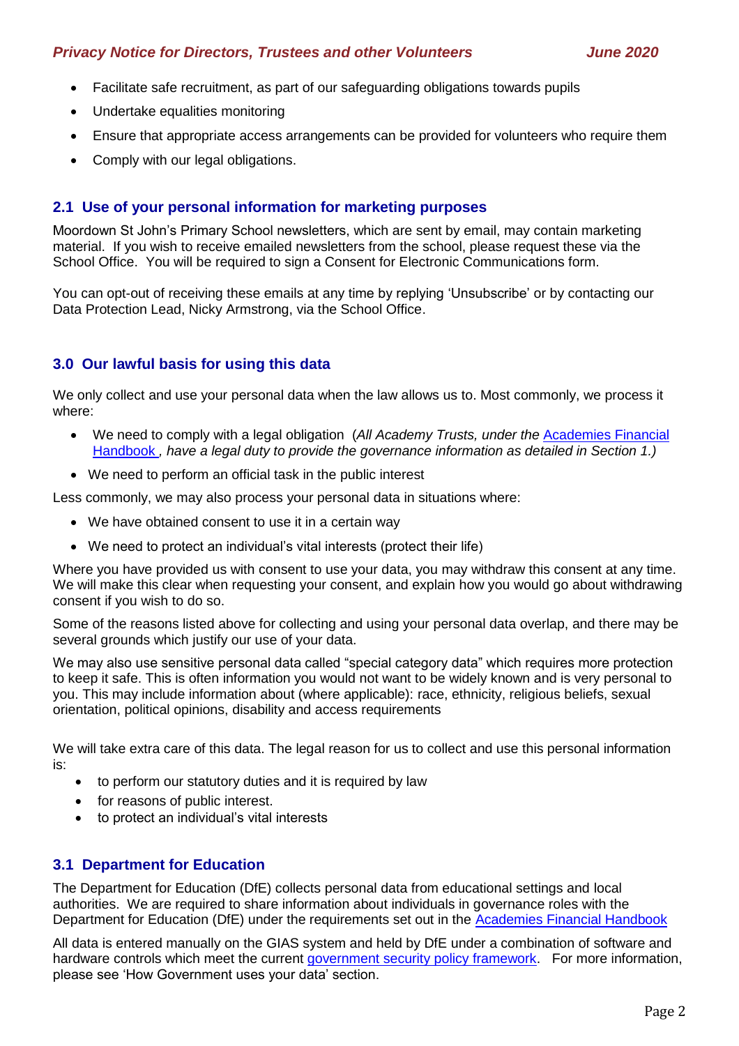- Facilitate safe recruitment, as part of our safeguarding obligations towards pupils
- Undertake equalities monitoring
- Ensure that appropriate access arrangements can be provided for volunteers who require them
- Comply with our legal obligations.

## 2.1 Use of your personal information for marketing purposes

Moordown St John's Primary School newsletters, which are sent by email, may contain marketing material. If you wish to receive emailed newsletters from the school, please request these via the School Office. You will be required to sign a Consent for Electronic Communications form.

You can opt-out of receiving these emails at any time by replying 'Unsubscribe' or by contacting our Data Protection Lead, Nicky Armstrong, via the School Office.

## 3.0 Our lawful basis for using this data

We only collect and use your personal data when the law allows us to. Most commonly, we process it where:

- We need to comply with a legal obligation (*All Academy Trusts, under the* [Academies Financial Handbook](), *have a legal duty to provide the governance information as detailed in Section 1.)*
- We need to perform an official task in the public interest

Less commonly, we may also process your personal data in situations where:

- We have obtained consent to use it in a certain way
- We need to protect an individual's vital interests (protect their life)

Where you have provided us with consent to use your data, you may withdraw this consent at any time. We will make this clear when requesting your consent, and explain how you would go about withdrawing consent if you wish to do so.

Some of the reasons listed above for collecting and using your personal data overlap, and there may be several grounds which justify our use of your data.

We may also use sensitive personal data called "special category data" which requires more protection to keep it safe. This is often information you would not want to be widely known and is very personal to you. This may include information about (where applicable): race, ethnicity, religious beliefs, sexual orientation, political opinions, disability and access requirements

We will take extra care of this data. The legal reason for us to collect and use this personal information is:

- to perform our statutory duties and it is required by law
- for reasons of public interest.
- to protect an individual's vital interests

## 3.1 Department for Education

The Department for Education (DfE) collects personal data from educational settings and local authorities. We are required to share information about individuals in governance roles with the Department for Education (DfE) under the requirements set out in the [Academies Financial Handbook]()

All data is entered manually on the GIAS system and held by DfE under a combination of software and hardware controls which meet the current [government security policy framework](). For more information, please see 'How Government uses your data' section.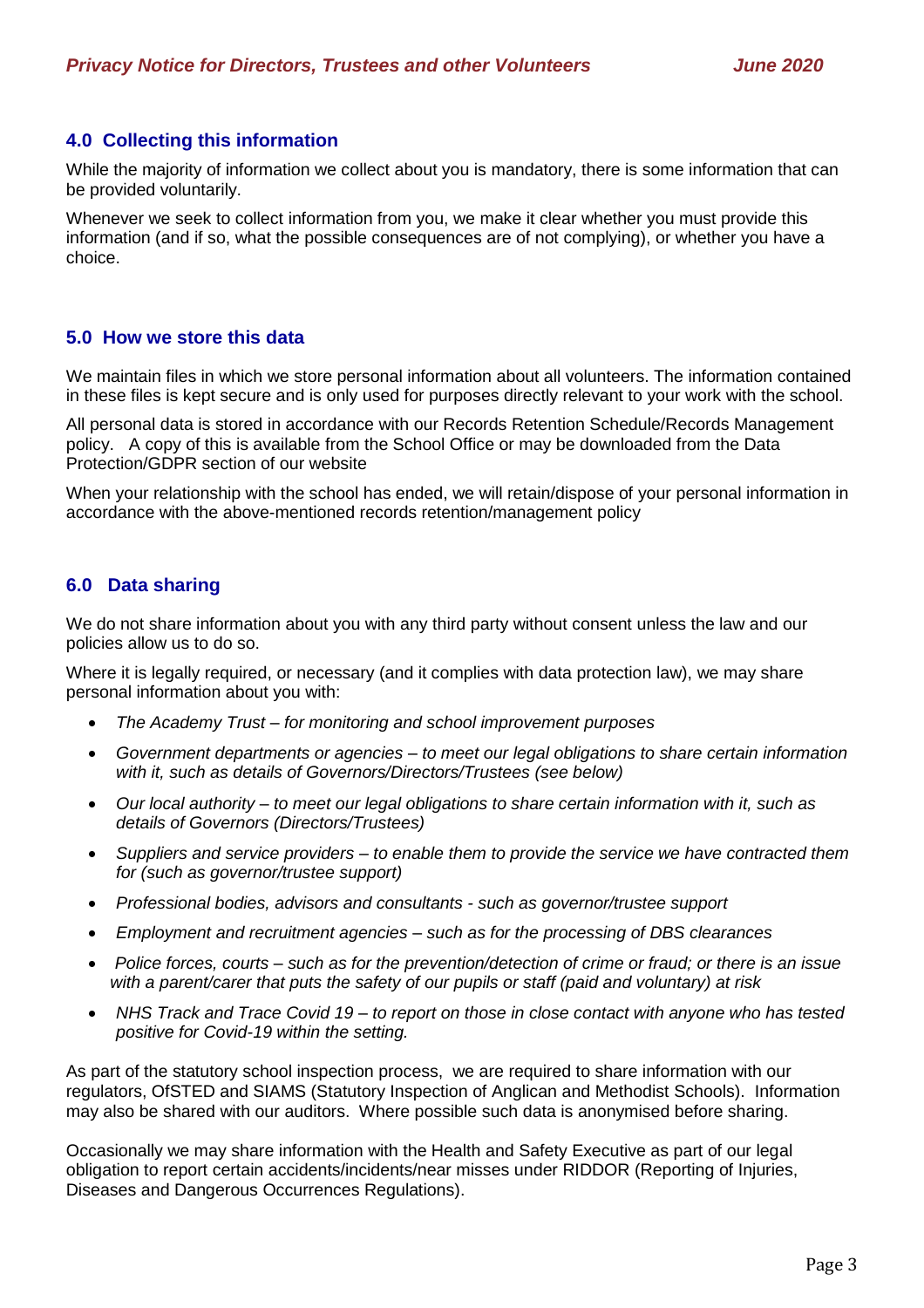## 4.0 Collecting this information

While the majority of information we collect about you is mandatory, there is some information that can be provided voluntarily.

Whenever we seek to collect information from you, we make it clear whether you must provide this information (and if so, what the possible consequences are of not complying), or whether you have a choice.

## 5.0 How we store this data

We maintain files in which we store personal information about all volunteers. The information contained in these files is kept secure and is only used for purposes directly relevant to your work with the school.

All personal data is stored in accordance with our Records Retention Schedule/Records Management policy. A copy of this is available from the School Office or may be downloaded from the Data Protection/GDPR section of our website

When your relationship with the school has ended, we will retain/dispose of your personal information in accordance with the above-mentioned records retention/management policy

## 6.0 Data sharing

We do not share information about you with any third party without consent unless the law and our policies allow us to do so.

Where it is legally required, or necessary (and it complies with data protection law), we may share personal information about you with:

- *The Academy Trust – for monitoring and school improvement purposes*
- *Government departments or agencies – to meet our legal obligations to share certain information with it, such as details of Governors/Directors/Trustees (see below)*
- *Our local authority – to meet our legal obligations to share certain information with it, such as details of Governors (Directors/Trustees)*
- *Suppliers and service providers – to enable them to provide the service we have contracted them for (such as governor/trustee support)*
- *Professional bodies, advisors and consultants - such as governor/trustee support*
- *Employment and recruitment agencies – such as for the processing of DBS clearances*
- *Police forces, courts – such as for the prevention/detection of crime or fraud; or there is an issue with a parent/carer that puts the safety of our pupils or staff (paid and voluntary) at risk*
- *NHS Track and Trace Covid 19 – to report on those in close contact with anyone who has tested positive for Covid-19 within the setting.*

As part of the statutory school inspection process, we are required to share information with our regulators, OfSTED and SIAMS (Statutory Inspection of Anglican and Methodist Schools). Information may also be shared with our auditors. Where possible such data is anonymised before sharing.

Occasionally we may share information with the Health and Safety Executive as part of our legal obligation to report certain accidents/incidents/near misses under RIDDOR (Reporting of Injuries, Diseases and Dangerous Occurrences Regulations).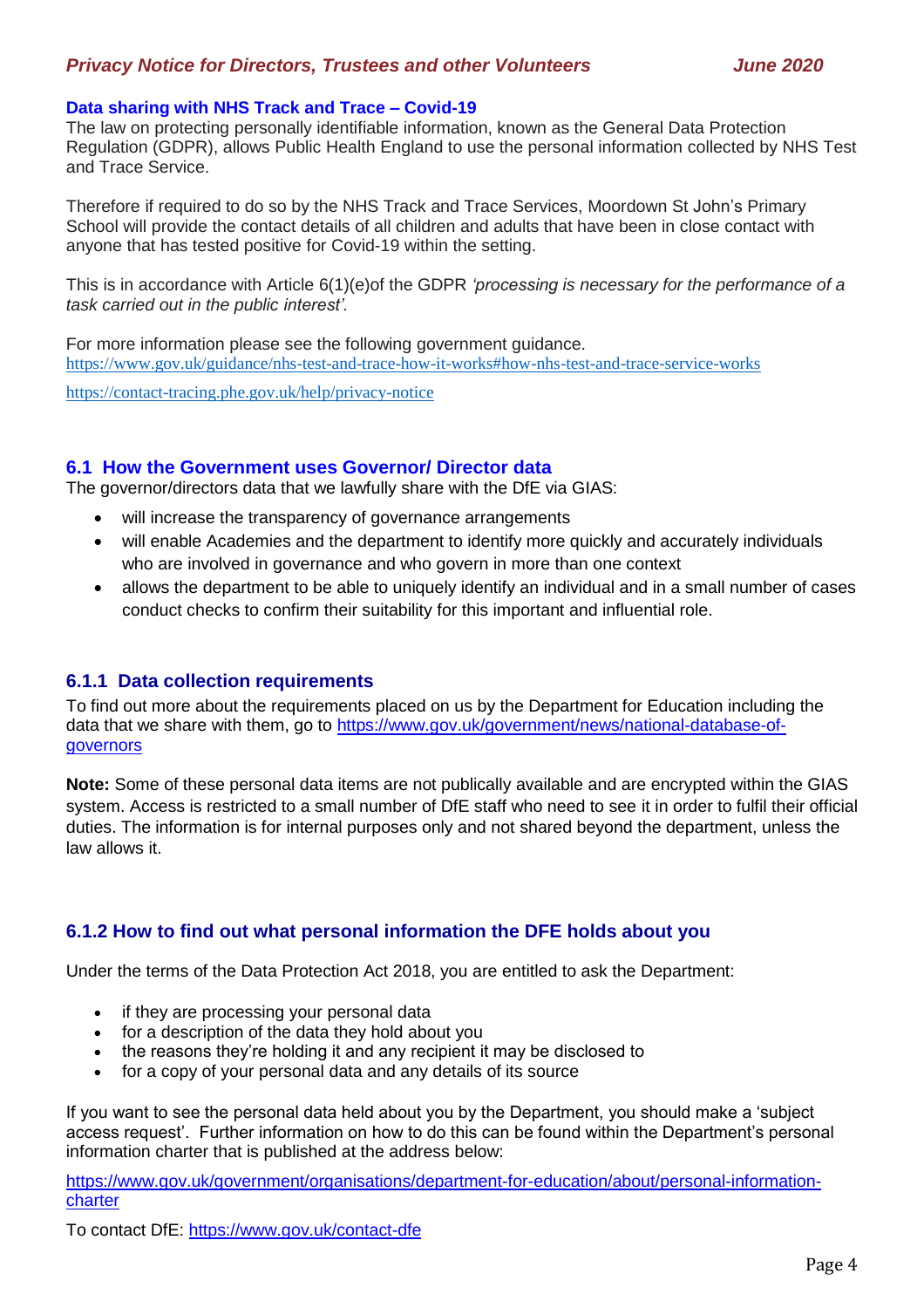### Data sharing with NHS Track and Trace – Covid-19

The law on protecting personally identifiable information, known as the General Data Protection Regulation (GDPR), allows Public Health England to use the personal information collected by NHS Test and Trace Service.

Therefore if required to do so by the NHS Track and Trace Services, Moordown St John's Primary School will provide the contact details of all children and adults that have been in close contact with anyone that has tested positive for Covid-19 within the setting.

This is in accordance with Article 6(1)(e)of the GDPR *'processing is necessary for the performance of a task carried out in the public interest'.*

For more information please see the following government guidance.
https://www.gov.uk/guidance/nhs-test-and-trace-how-it-works#how-nhs-test-and-trace-service-works

https://contact-tracing.phe.gov.uk/help/privacy-notice

## 6.1 How the Government uses Governor/ Director data

The governor/directors data that we lawfully share with the DfE via GIAS:

- will increase the transparency of governance arrangements
- will enable Academies and the department to identify more quickly and accurately individuals who are involved in governance and who govern in more than one context
- allows the department to be able to uniquely identify an individual and in a small number of cases conduct checks to confirm their suitability for this important and influential role.

### 6.1.1 Data collection requirements

To find out more about the requirements placed on us by the Department for Education including the data that we share with them, go to https://www.gov.uk/government/news/national-database-of-governors

**Note:** Some of these personal data items are not publically available and are encrypted within the GIAS system. Access is restricted to a small number of DfE staff who need to see it in order to fulfil their official duties. The information is for internal purposes only and not shared beyond the department, unless the law allows it.

### 6.1.2 How to find out what personal information the DFE holds about you

Under the terms of the Data Protection Act 2018, you are entitled to ask the Department:

- if they are processing your personal data
- for a description of the data they hold about you
- the reasons they're holding it and any recipient it may be disclosed to
- for a copy of your personal data and any details of its source

If you want to see the personal data held about you by the Department, you should make a 'subject access request'. Further information on how to do this can be found within the Department's personal information charter that is published at the address below:

https://www.gov.uk/government/organisations/department-for-education/about/personal-information-charter

To contact DfE: https://www.gov.uk/contact-dfe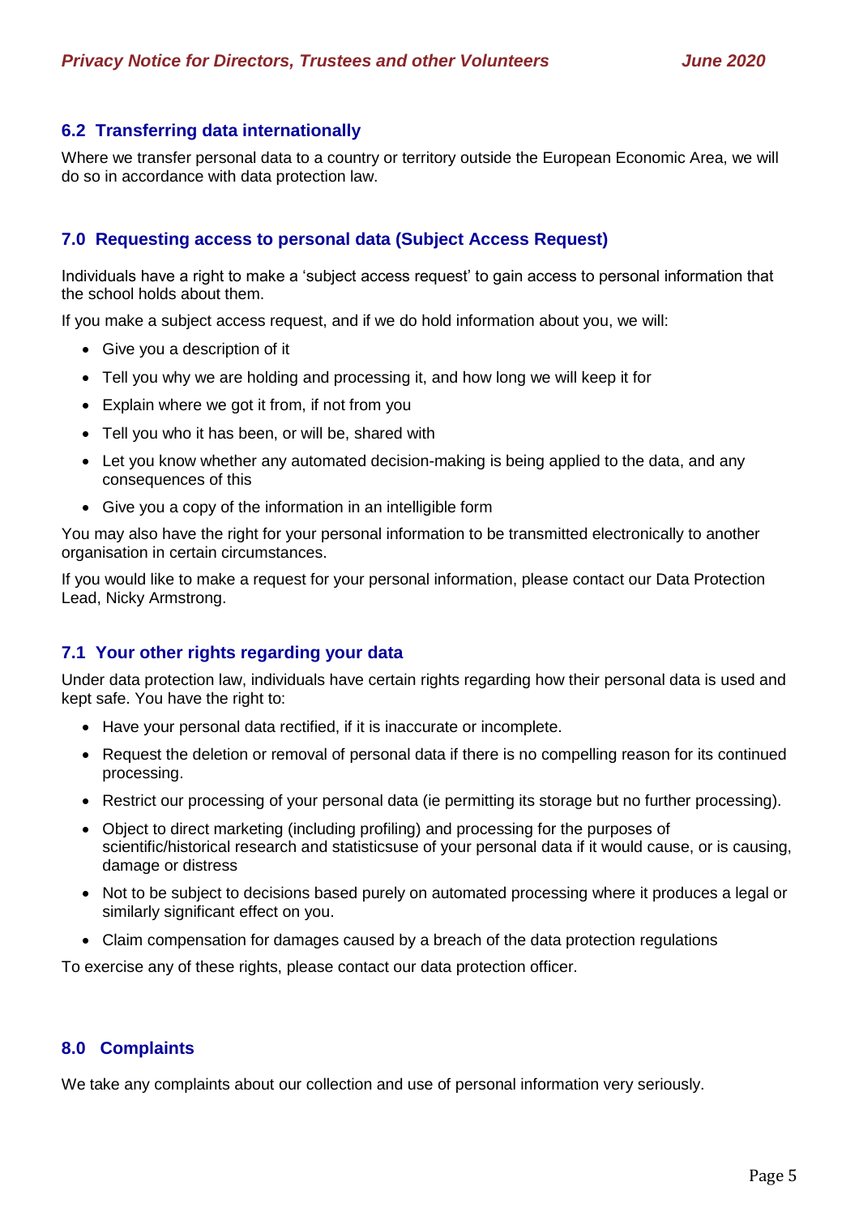### 6.2 Transferring data internationally

Where we transfer personal data to a country or territory outside the European Economic Area, we will do so in accordance with data protection law.

## 7.0 Requesting access to personal data (Subject Access Request)

Individuals have a right to make a 'subject access request' to gain access to personal information that the school holds about them.

If you make a subject access request, and if we do hold information about you, we will:

- Give you a description of it
- Tell you why we are holding and processing it, and how long we will keep it for
- Explain where we got it from, if not from you
- Tell you who it has been, or will be, shared with
- Let you know whether any automated decision-making is being applied to the data, and any consequences of this
- Give you a copy of the information in an intelligible form

You may also have the right for your personal information to be transmitted electronically to another organisation in certain circumstances.

If you would like to make a request for your personal information, please contact our Data Protection Lead, Nicky Armstrong.

### 7.1 Your other rights regarding your data

Under data protection law, individuals have certain rights regarding how their personal data is used and kept safe. You have the right to:

- Have your personal data rectified, if it is inaccurate or incomplete.
- Request the deletion or removal of personal data if there is no compelling reason for its continued processing.
- Restrict our processing of your personal data (ie permitting its storage but no further processing).
- Object to direct marketing (including profiling) and processing for the purposes of scientific/historical research and statisticsuse of your personal data if it would cause, or is causing, damage or distress
- Not to be subject to decisions based purely on automated processing where it produces a legal or similarly significant effect on you.
- Claim compensation for damages caused by a breach of the data protection regulations

To exercise any of these rights, please contact our data protection officer.

## 8.0 Complaints

We take any complaints about our collection and use of personal information very seriously.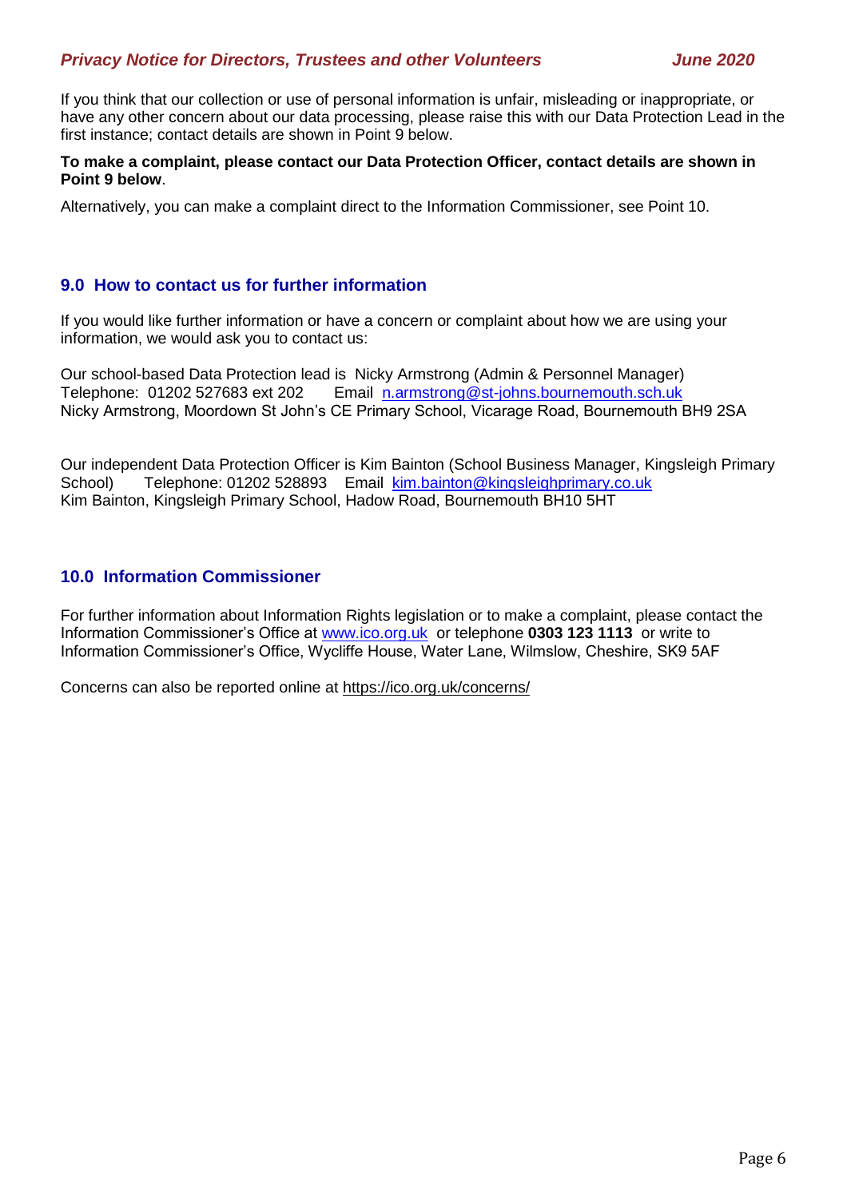If you think that our collection or use of personal information is unfair, misleading or inappropriate, or have any other concern about our data processing, please raise this with our Data Protection Lead in the first instance; contact details are shown in Point 9 below.

**To make a complaint, please contact our Data Protection Officer, contact details are shown in Point 9 below**.

Alternatively, you can make a complaint direct to the Information Commissioner, see Point 10.

## 9.0 How to contact us for further information

If you would like further information or have a concern or complaint about how we are using your information, we would ask you to contact us:

Our school-based Data Protection lead is Nicky Armstrong (Admin & Personnel Manager)
Telephone: 01202 527683 ext 202 Email n.armstrong@st-johns.bournemouth.sch.uk
Nicky Armstrong, Moordown St John's CE Primary School, Vicarage Road, Bournemouth BH9 2SA

Our independent Data Protection Officer is Kim Bainton (School Business Manager, Kingsleigh Primary School) Telephone: 01202 528893 Email kim.bainton@kingsleighprimary.co.uk
Kim Bainton, Kingsleigh Primary School, Hadow Road, Bournemouth BH10 5HT

## 10.0 Information Commissioner

For further information about Information Rights legislation or to make a complaint, please contact the Information Commissioner's Office at www.ico.org.uk or telephone **0303 123 1113** or write to Information Commissioner's Office, Wycliffe House, Water Lane, Wilmslow, Cheshire, SK9 5AF

Concerns can also be reported online at https://ico.org.uk/concerns/